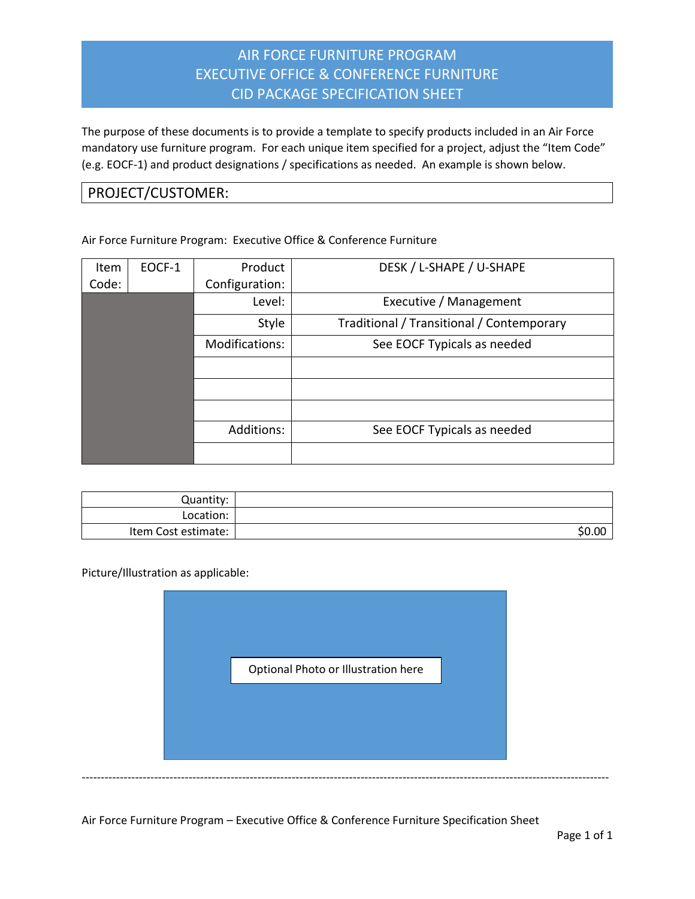# AIR FORCE FURNITURE PROGRAM
# EXECUTIVE OFFICE & CONFERENCE FURNITURE
# CID PACKAGE SPECIFICATION SHEET

The purpose of these documents is to provide a template to specify products included in an Air Force mandatory use furniture program. For each unique item specified for a project, adjust the "Item Code" (e.g. EOCF-1) and product designations / specifications as needed. An example is shown below.

## PROJECT/CUSTOMER:

Air Force Furniture Program: Executive Office & Conference Furniture

| Item Code: | EOCF-1 | Product Configuration: | DESK / L-SHAPE / U-SHAPE |
|---|---|---|---|
| | | Level: | Executive / Management |
| | | Style | Traditional / Transitional / Contemporary |
| | | Modifications: | See EOCF Typicals as needed |
| | | | |
| | | | |
| | | | |
| | | Additions: | See EOCF Typicals as needed |
| | | | |

| | |
|---|---|
| Quantity: | |
| Location: | |
| Item Cost estimate: | $0.00 |

Picture/Illustration as applicable:

Optional Photo or Illustration here

Air Force Furniture Program – Executive Office & Conference Furniture Specification Sheet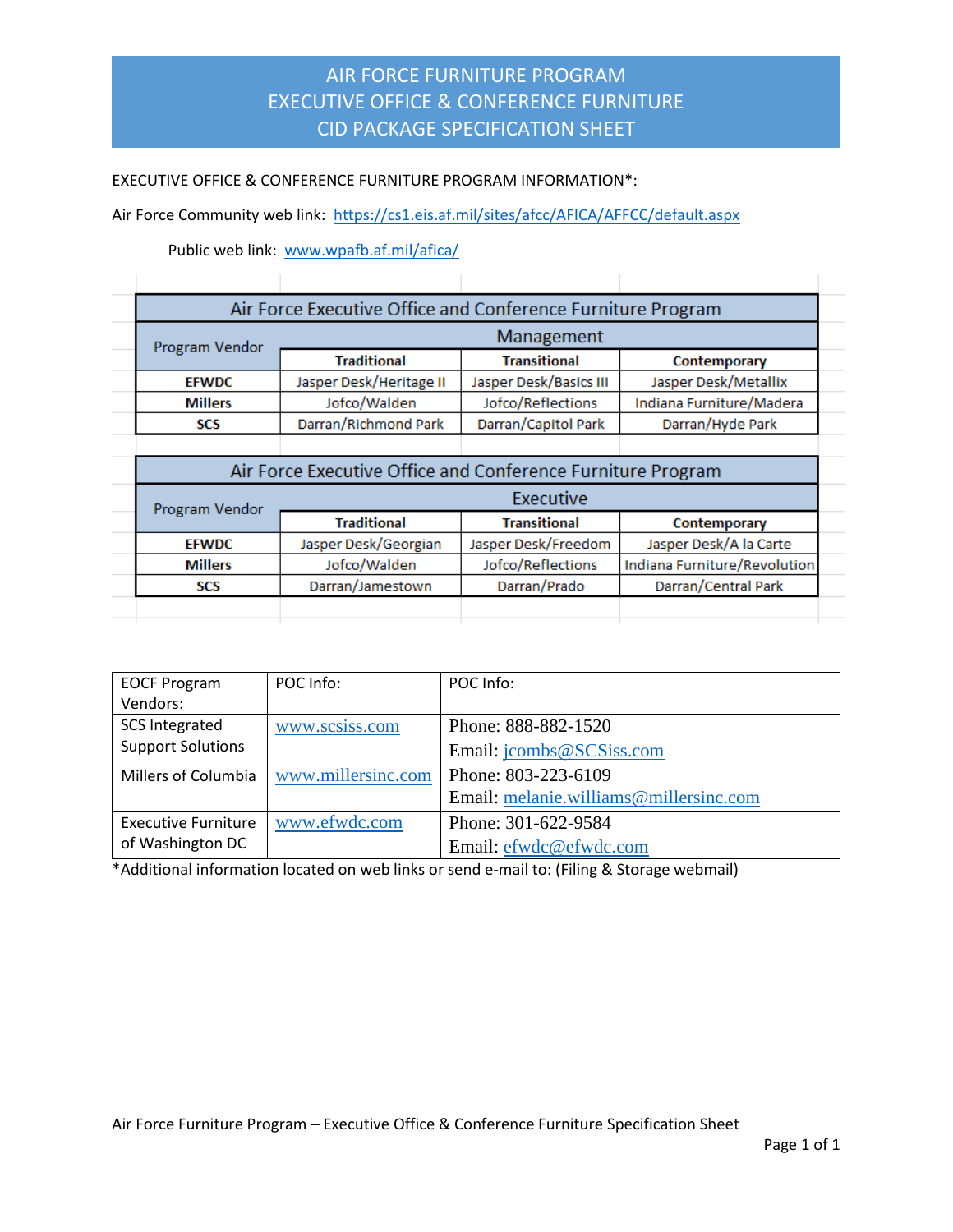# AIR FORCE FURNITURE PROGRAM
# EXECUTIVE OFFICE & CONFERENCE FURNITURE
# CID PACKAGE SPECIFICATION SHEET

EXECUTIVE OFFICE & CONFERENCE FURNITURE PROGRAM INFORMATION*:

Air Force Community web link: https://cs1.eis.af.mil/sites/afcc/AFICA/AFFCC/default.aspx

Public web link: www.wpafb.af.mil/afica/

| Air Force Executive Office and Conference Furniture Program | | | |
|---|---|---|---|
| Program Vendor | Management | | |
| | **Traditional** | **Transitional** | **Contemporary** |
| **EFWDC** | Jasper Desk/Heritage II | Jasper Desk/Basics III | Jasper Desk/Metallix |
| **Millers** | Jofco/Walden | Jofco/Reflections | Indiana Furniture/Madera |
| **SCS** | Darran/Richmond Park | Darran/Capitol Park | Darran/Hyde Park |

| Air Force Executive Office and Conference Furniture Program | | | |
|---|---|---|---|
| Program Vendor | Executive | | |
| | **Traditional** | **Transitional** | **Contemporary** |
| **EFWDC** | Jasper Desk/Georgian | Jasper Desk/Freedom | Jasper Desk/A la Carte |
| **Millers** | Jofco/Walden | Jofco/Reflections | Indiana Furniture/Revolution |
| **SCS** | Darran/Jamestown | Darran/Prado | Darran/Central Park |

| EOCF Program Vendors: | POC Info: | POC Info: |
|---|---|---|
| SCS Integrated Support Solutions | www.scsiss.com | Phone: 888-882-1520<br>Email: jcombs@SCSiss.com |
| Millers of Columbia | www.millersinc.com | Phone: 803-223-6109<br>Email: melanie.williams@millersinc.com |
| Executive Furniture of Washington DC | www.efwdc.com | Phone: 301-622-9584<br>Email: efwdc@efwdc.com |

*Additional information located on web links or send e-mail to: (Filing & Storage webmail)